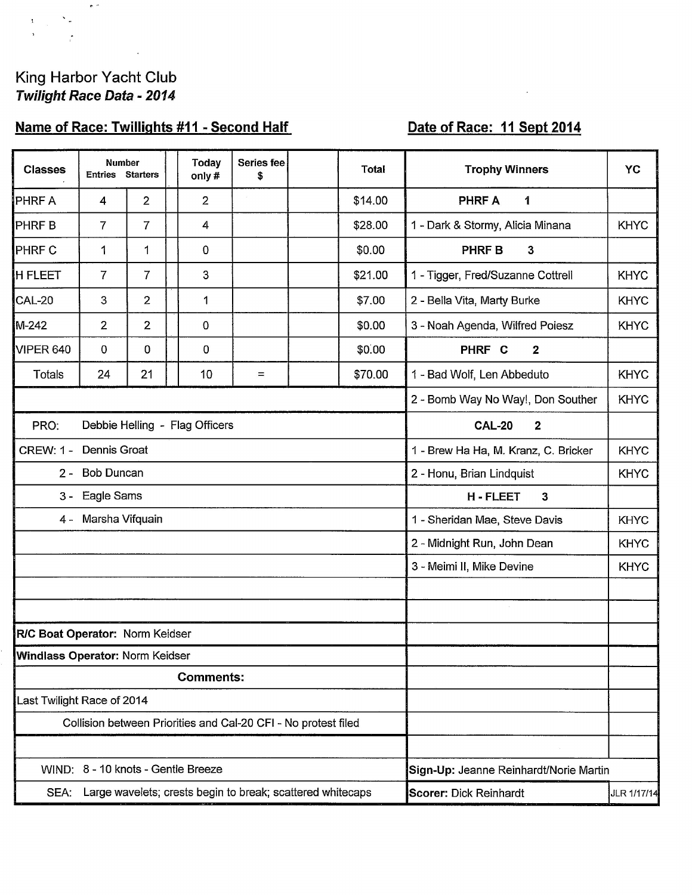King Harbor Yacht Club
***Twilight Race Data - 2014***

**Name of Race: Twillights #11 - Second Half** **Date of Race: 11 Sept 2014**

| Classes | Number Entries | Starters | Today only # | Series fee $ | | Total |
|---|---|---|---|---|---|---|
| PHRF A | 4 | 2 | 2 | | | $14.00 |
| PHRF B | 7 | 7 | 4 | | | $28.00 |
| PHRF C | 1 | 1 | 0 | | | $0.00 |
| H FLEET | 7 | 7 | 3 | | | $21.00 |
| CAL-20 | 3 | 2 | 1 | | | $7.00 |
| M-242 | 2 | 2 | 0 | | | $0.00 |
| VIPER 640 | 0 | 0 | 0 | | | $0.00 |
| Totals | 24 | 21 | 10 | = | | $70.00 |

| Trophy Winners | YC |
|---|---|
| **PHRF A 1** | |
| 1 - Dark & Stormy, Alicia Minana | KHYC |
| **PHRF B 3** | |
| 1 - Tigger, Fred/Suzanne Cottrell | KHYC |
| 2 - Bella Vita, Marty Burke | KHYC |
| 3 - Noah Agenda, Wilfred Poiesz | KHYC |
| **PHRF C 2** | |
| 1 - Bad Wolf, Len Abbeduto | KHYC |
| 2 - Bomb Way No Way!, Don Souther | KHYC |
| **CAL-20 2** | |
| 1 - Brew Ha Ha, M. Kranz, C. Bricker | KHYC |
| 2 - Honu, Brian Lindquist | KHYC |
| **H - FLEET 3** | |
| 1 - Sheridan Mae, Steve Davis | KHYC |
| 2 - Midnight Run, John Dean | KHYC |
| 3 - Meimi II, Mike Devine | KHYC |

PRO: Debbie Helling - Flag Officers

CREW:
1 - Dennis Groat
2 - Bob Duncan
3 - Eagle Sams
4 - Marsha Vifquain

**R/C Boat Operator:** Norm Keidser

**Windlass Operator:** Norm Keidser

**Comments:**

Last Twilight Race of 2014

Collision between Priorities and Cal-20 CFI - No protest filed

WIND: 8 - 10 knots - Gentle Breeze

SEA: Large wavelets; crests begin to break; scattered whitecaps

**Sign-Up:** Jeanne Reinhardt/Norie Martin

**Scorer:** Dick Reinhardt

JLR 1/17/14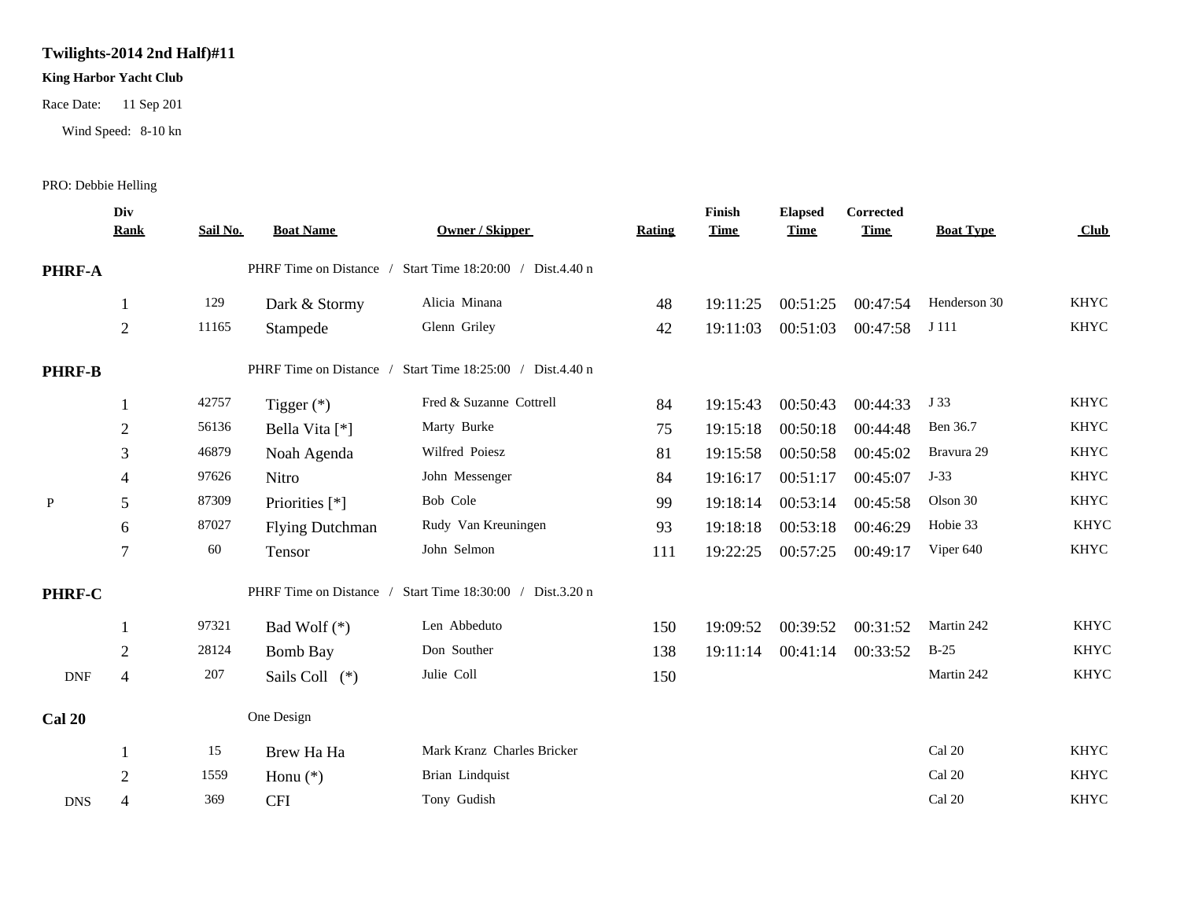**Twilights-2014 2nd Half)#11**

**King Harbor Yacht Club**

Race Date: 11 Sep 201

Wind Speed: 8-10 kn

PRO: Debbie Helling

| | Div Rank | Sail No. | Boat Name | Owner / Skipper | Rating | Finish Time | Elapsed Time | Corrected Time | Boat Type | Club |
|---|---|---|---|---|---|---|---|---|---|---|
| **PHRF-A** | | | PHRF Time on Distance / Start Time 18:20:00 / Dist.4.40 n | | | | | | | |
| | 1 | 129 | Dark & Stormy | Alicia Minana | 48 | 19:11:25 | 00:51:25 | 00:47:54 | Henderson 30 | KHYC |
| | 2 | 11165 | Stampede | Glenn Griley | 42 | 19:11:03 | 00:51:03 | 00:47:58 | J 111 | KHYC |
| **PHRF-B** | | | PHRF Time on Distance / Start Time 18:25:00 / Dist.4.40 n | | | | | | | |
| | 1 | 42757 | Tigger (*) | Fred & Suzanne Cottrell | 84 | 19:15:43 | 00:50:43 | 00:44:33 | J 33 | KHYC |
| | 2 | 56136 | Bella Vita [*] | Marty Burke | 75 | 19:15:18 | 00:50:18 | 00:44:48 | Ben 36.7 | KHYC |
| | 3 | 46879 | Noah Agenda | Wilfred Poiesz | 81 | 19:15:58 | 00:50:58 | 00:45:02 | Bravura 29 | KHYC |
| | 4 | 97626 | Nitro | John Messenger | 84 | 19:16:17 | 00:51:17 | 00:45:07 | J-33 | KHYC |
| P | 5 | 87309 | Priorities [*] | Bob Cole | 99 | 19:18:14 | 00:53:14 | 00:45:58 | Olson 30 | KHYC |
| | 6 | 87027 | Flying Dutchman | Rudy Van Kreuningen | 93 | 19:18:18 | 00:53:18 | 00:46:29 | Hobie 33 | KHYC |
| | 7 | 60 | Tensor | John Selmon | 111 | 19:22:25 | 00:57:25 | 00:49:17 | Viper 640 | KHYC |
| **PHRF-C** | | | PHRF Time on Distance / Start Time 18:30:00 / Dist.3.20 n | | | | | | | |
| | 1 | 97321 | Bad Wolf (*) | Len Abbeduto | 150 | 19:09:52 | 00:39:52 | 00:31:52 | Martin 242 | KHYC |
| | 2 | 28124 | Bomb Bay | Don Souther | 138 | 19:11:14 | 00:41:14 | 00:33:52 | B-25 | KHYC |
| DNF | 4 | 207 | Sails Coll (*) | Julie Coll | 150 | | | | Martin 242 | KHYC |
| **Cal 20** | | | One Design | | | | | | | |
| | 1 | 15 | Brew Ha Ha | Mark Kranz Charles Bricker | | | | | Cal 20 | KHYC |
| | 2 | 1559 | Honu (*) | Brian Lindquist | | | | | Cal 20 | KHYC |
| DNS | 4 | 369 | CFI | Tony Gudish | | | | | Cal 20 | KHYC |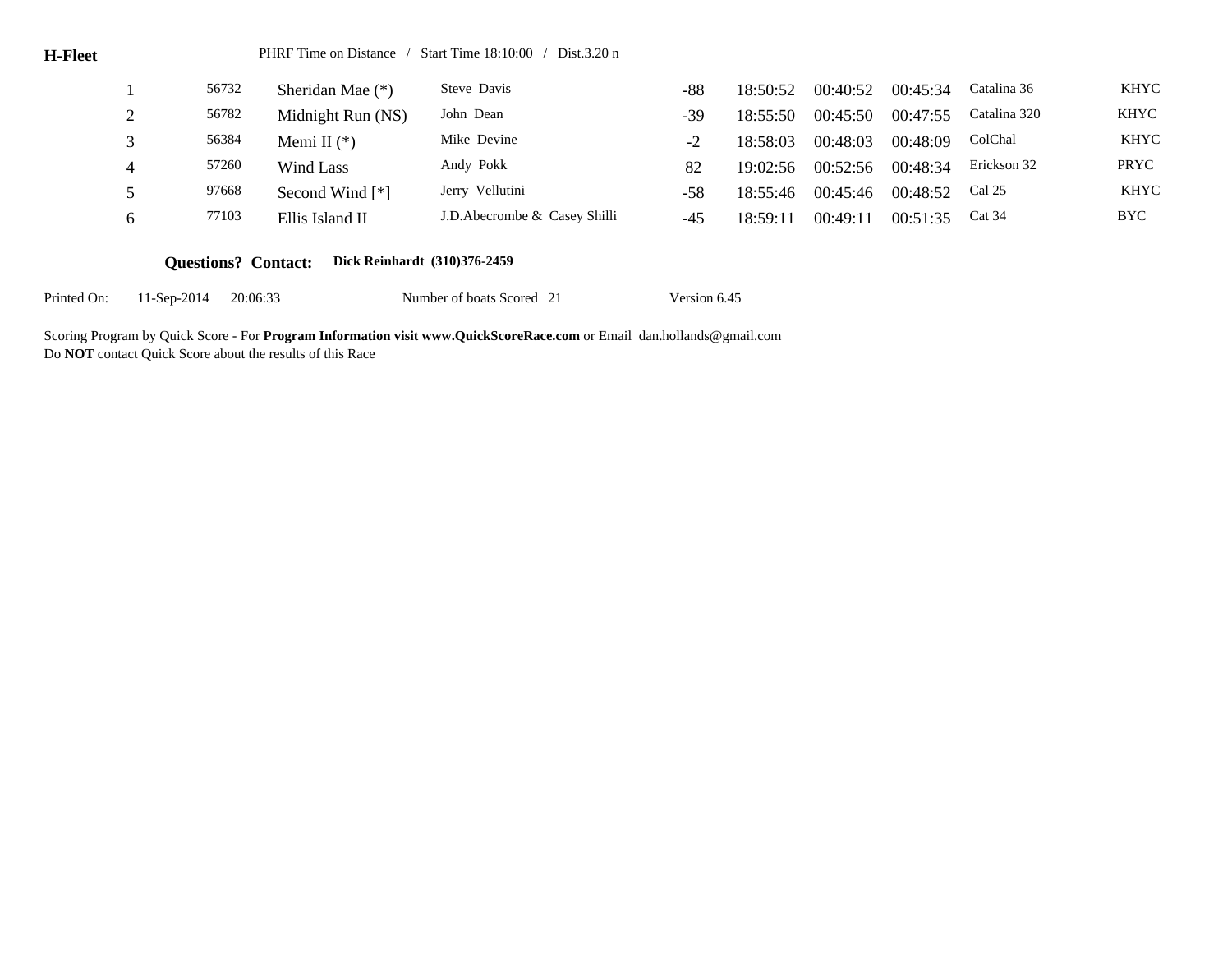**H-Fleet** PHRF Time on Distance / Start Time 18:10:00 / Dist.3.20 n

| | | | | | | | | | |
|---|---|---|---|---|---|---|---|---|---|
| 1 | 56732 | Sheridan Mae (*) | Steve Davis | -88 | 18:50:52 | 00:40:52 | 00:45:34 | Catalina 36 | KHYC |
| 2 | 56782 | Midnight Run (NS) | John Dean | -39 | 18:55:50 | 00:45:50 | 00:47:55 | Catalina 320 | KHYC |
| 3 | 56384 | Memi II (*) | Mike Devine | -2 | 18:58:03 | 00:48:03 | 00:48:09 | ColChal | KHYC |
| 4 | 57260 | Wind Lass | Andy Pokk | 82 | 19:02:56 | 00:52:56 | 00:48:34 | Erickson 32 | PRYC |
| 5 | 97668 | Second Wind [*] | Jerry Vellutini | -58 | 18:55:46 | 00:45:46 | 00:48:52 | Cal 25 | KHYC |
| 6 | 77103 | Ellis Island II | J.D.Abecrombe & Casey Shilli | -45 | 18:59:11 | 00:49:11 | 00:51:35 | Cat 34 | BYC |

**Questions? Contact:** **Dick Reinhardt (310)376-2459**

Printed On: 11-Sep-2014 20:06:33 Number of boats Scored 21 Version 6.45

Scoring Program by Quick Score - For **Program Information visit www.QuickScoreRace.com** or Email dan.hollands@gmail.com
Do **NOT** contact Quick Score about the results of this Race